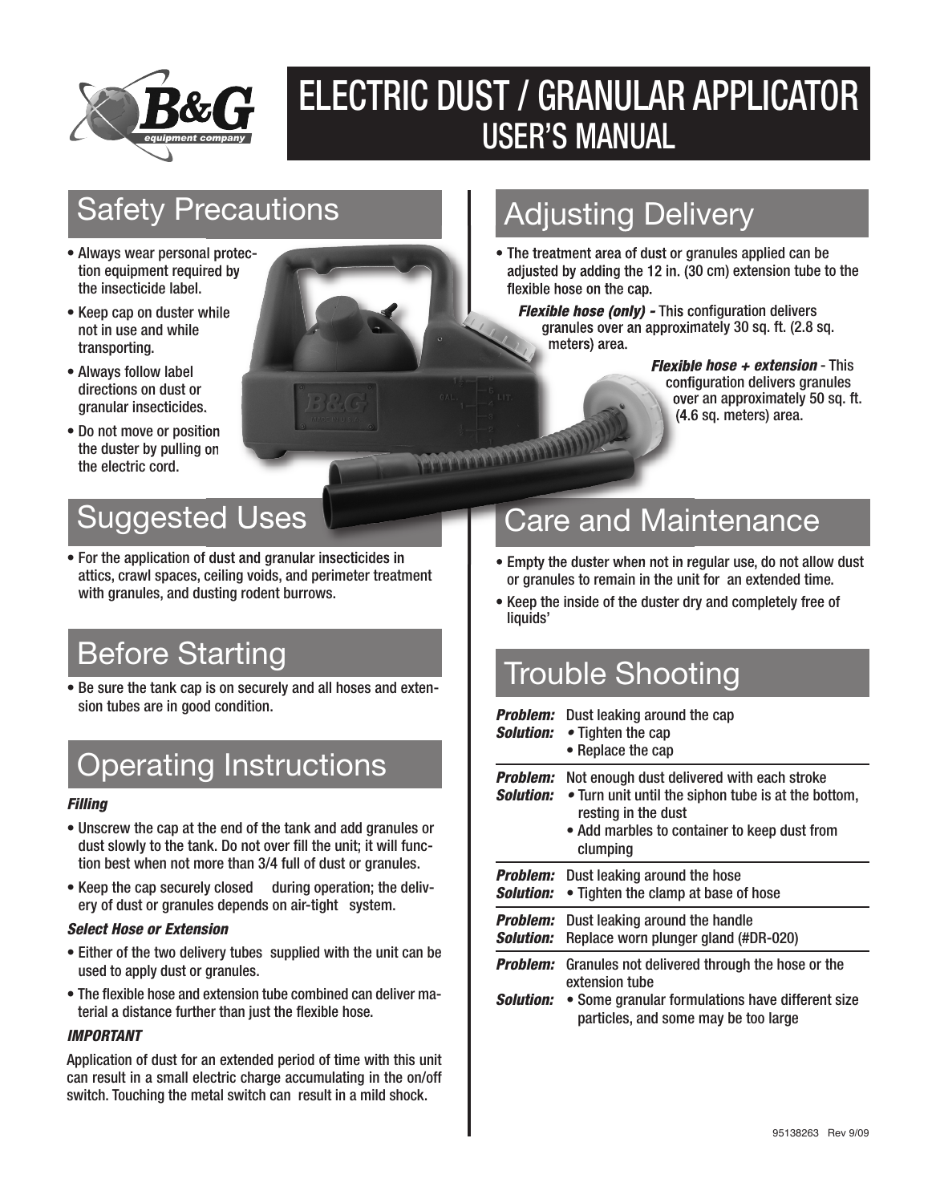# ELECTRIC DUST / GRANULAR APPLICATOR USER'S MANUAL

## Safety Precautions

- Always wear personal protection equipment required by the insecticide label.
- Keep cap on duster while not in use and while transporting.
- Always follow label directions on dust or granular insecticides.
- Do not move or position the duster by pulling on the electric cord.

## Suggested Uses

- For the application of dust and granular insecticides in attics, crawl spaces, ceiling voids, and perimeter treatment with granules, and dusting rodent burrows.

## Before Starting

- Be sure the tank cap is on securely and all hoses and extension tubes are in good condition.

## Operating Instructions

***Filling***

- Unscrew the cap at the end of the tank and add granules or dust slowly to the tank. Do not over fill the unit; it will function best when not more than 3/4 full of dust or granules.
- Keep the cap securely closed during operation; the delivery of dust or granules depends on air-tight system.

***Select Hose or Extension***

- Either of the two delivery tubes supplied with the unit can be used to apply dust or granules.
- The flexible hose and extension tube combined can deliver material a distance further than just the flexible hose.

***IMPORTANT***

Application of dust for an extended period of time with this unit can result in a small electric charge accumulating in the on/off switch. Touching the metal switch can result in a mild shock.

## Adjusting Delivery

- The treatment area of dust or granules applied can be adjusted by adding the 12 in. (30 cm) extension tube to the flexible hose on the cap.

***Flexible hose (only) -*** This configuration delivers granules over an approximately 30 sq. ft. (2.8 sq. meters) area.

***Flexible hose + extension*** - This configuration delivers granules over an approximately 50 sq. ft. (4.6 sq. meters) area.

## Care and Maintenance

- Empty the duster when not in regular use, do not allow dust or granules to remain in the unit for an extended time.
- Keep the inside of the duster dry and completely free of liquids'

## Trouble Shooting

***Problem:*** Dust leaking around the cap
***Solution:***
- Tighten the cap
- Replace the cap

***Problem:*** Not enough dust delivered with each stroke
***Solution:***
- Turn unit until the siphon tube is at the bottom, resting in the dust
- Add marbles to container to keep dust from clumping

***Problem:*** Dust leaking around the hose
***Solution:***
- Tighten the clamp at base of hose

***Problem:*** Dust leaking around the handle
***Solution:*** Replace worn plunger gland (#DR-020)

***Problem:*** Granules not delivered through the hose or the extension tube
***Solution:***
- Some granular formulations have different size particles, and some may be too large

95138263 Rev 9/09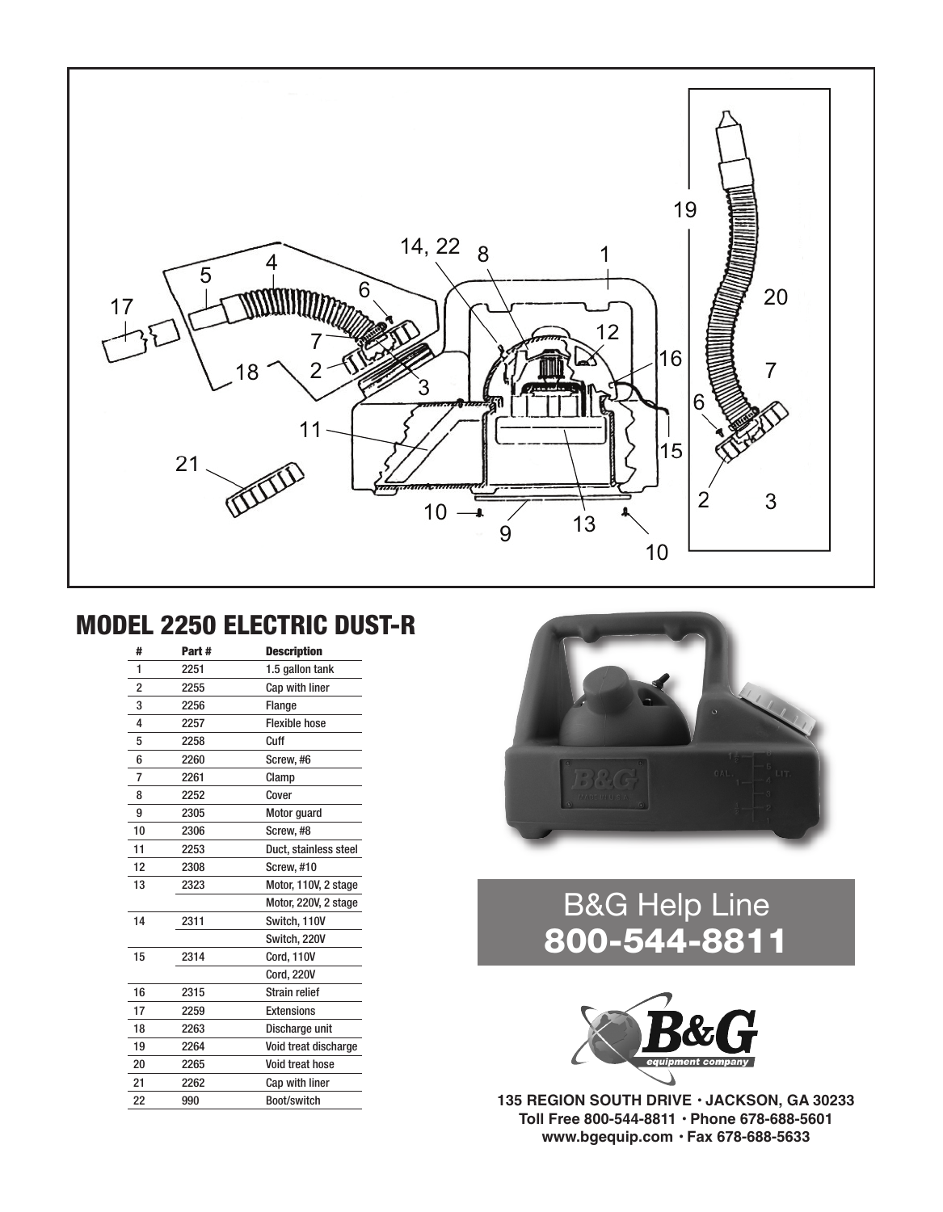## MODEL 2250 ELECTRIC DUST-R

| # | Part # | Description |
|---|---|---|
| 1 | 2251 | 1.5 gallon tank |
| 2 | 2255 | Cap with liner |
| 3 | 2256 | Flange |
| 4 | 2257 | Flexible hose |
| 5 | 2258 | Cuff |
| 6 | 2260 | Screw, #6 |
| 7 | 2261 | Clamp |
| 8 | 2252 | Cover |
| 9 | 2305 | Motor guard |
| 10 | 2306 | Screw, #8 |
| 11 | 2253 | Duct, stainless steel |
| 12 | 2308 | Screw, #10 |
| 13 | 2323 | Motor, 110V, 2 stage |
| | | Motor, 220V, 2 stage |
| 14 | 2311 | Switch, 110V |
| | | Switch, 220V |
| 15 | 2314 | Cord, 110V |
| | | Cord, 220V |
| 16 | 2315 | Strain relief |
| 17 | 2259 | Extensions |
| 18 | 2263 | Discharge unit |
| 19 | 2264 | Void treat discharge |
| 20 | 2265 | Void treat hose |
| 21 | 2262 | Cap with liner |
| 22 | 990 | Boot/switch |

B&G Help Line
**800-544-8811**

**135 REGION SOUTH DRIVE · JACKSON, GA 30233**
**Toll Free 800-544-8811 · Phone 678-688-5601**
**www.bgequip.com · Fax 678-688-5633**